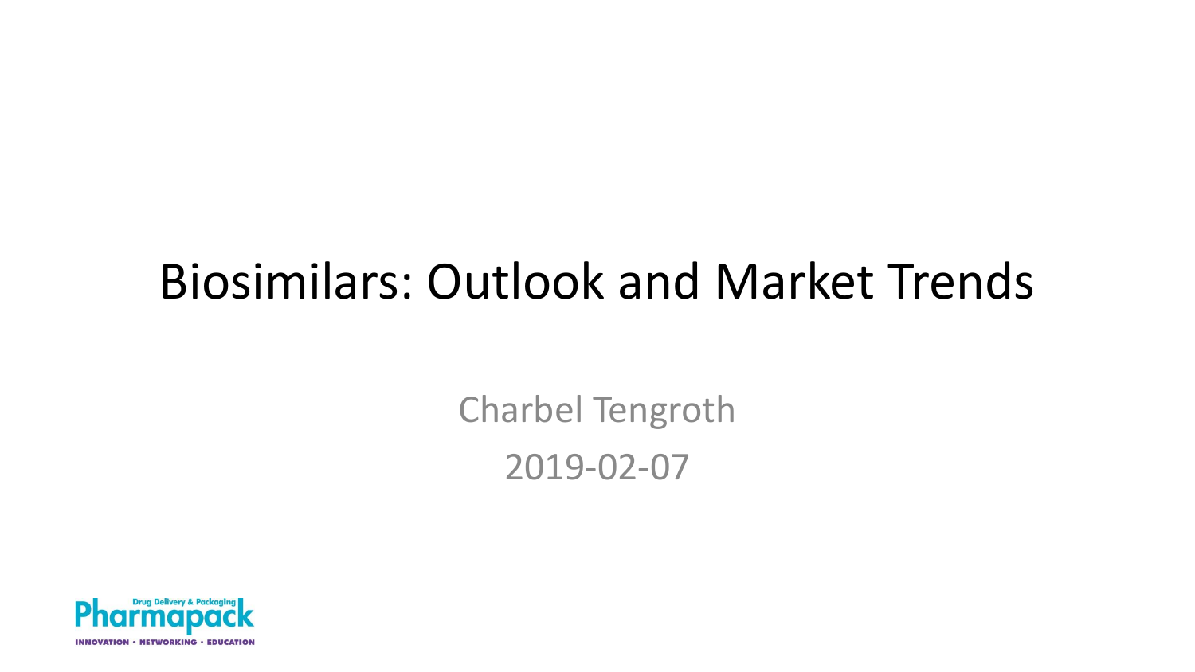# Biosimilars: Outlook and Market Trends

Charbel Tengroth

2019-02-07

Drug Delivery & Packaging
Pharmapack
INNOVATION • NETWORKING • EDUCATION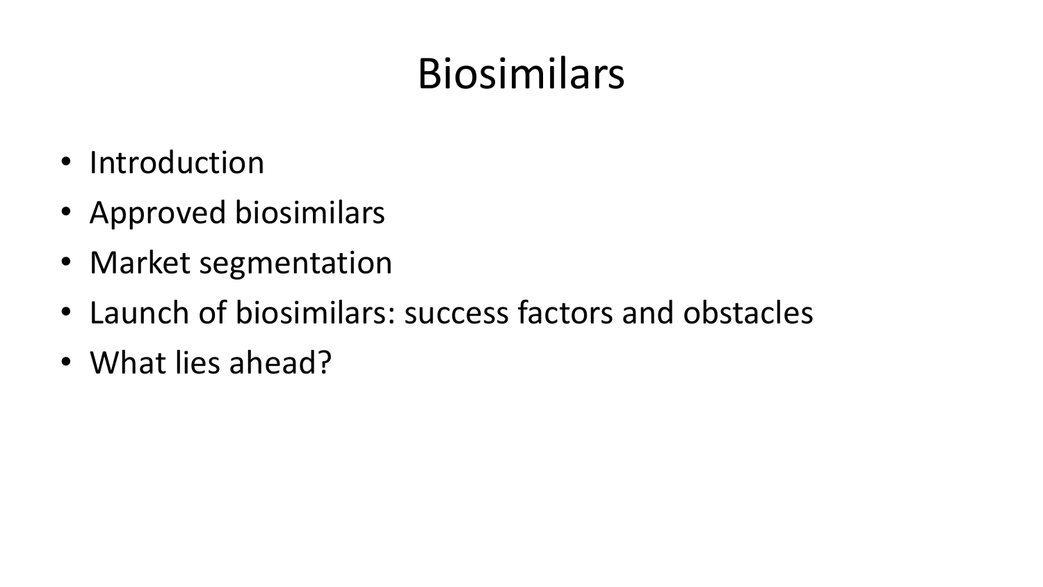# Biosimilars

- Introduction
- Approved biosimilars
- Market segmentation
- Launch of biosimilars: success factors and obstacles
- What lies ahead?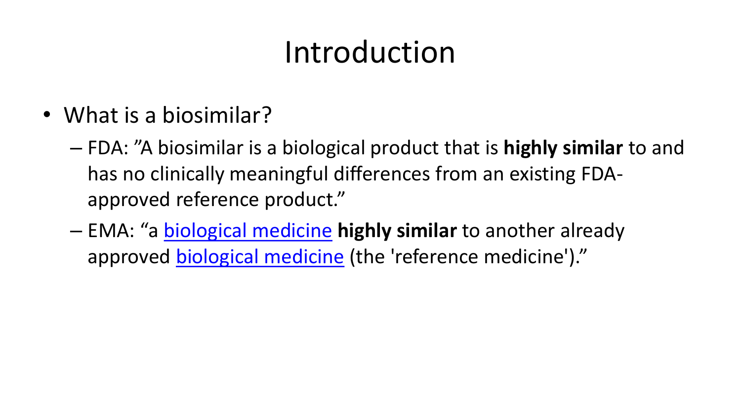# Introduction

- What is a biosimilar?
  - FDA: ”A biosimilar is a biological product that is **highly similar** to and has no clinically meaningful differences from an existing FDA-approved reference product.”
  - EMA: “a biological medicine **highly similar** to another already approved biological medicine (the 'reference medicine').”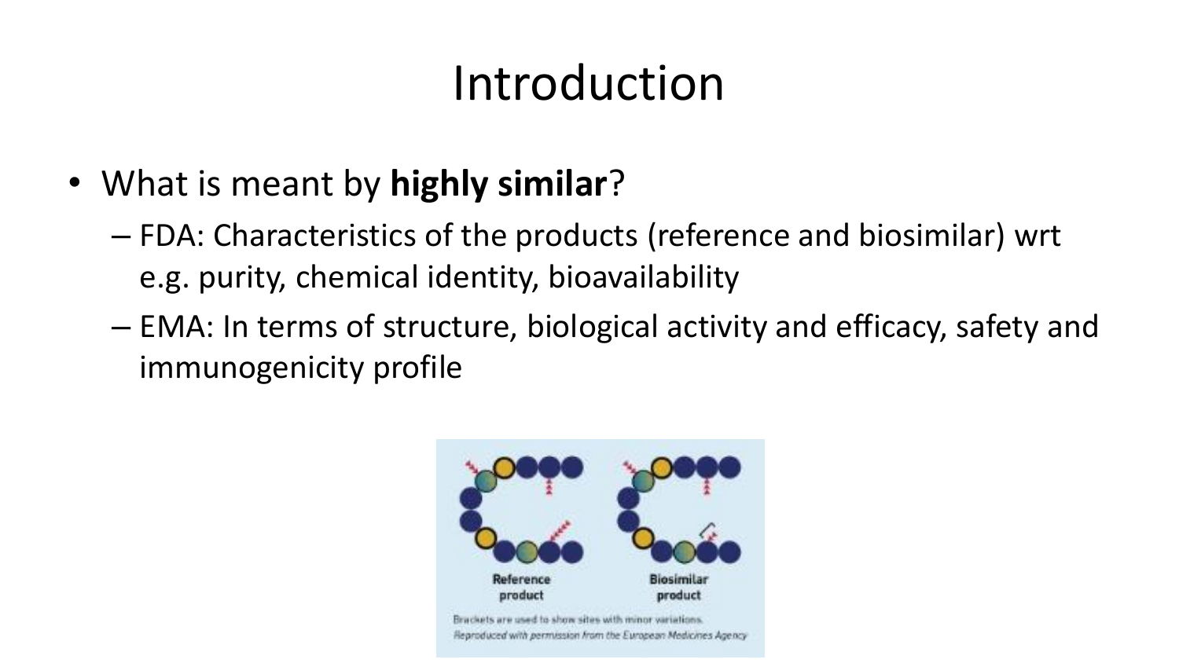# Introduction

- What is meant by **highly similar**?
  - FDA: Characteristics of the products (reference and biosimilar) wrt e.g. purity, chemical identity, bioavailability
  - EMA: In terms of structure, biological activity and efficacy, safety and immunogenicity profile

Reference product

Biosimilar product

Brackets are used to show sites with minor variations.

*Reproduced with permission from the European Medicines Agency*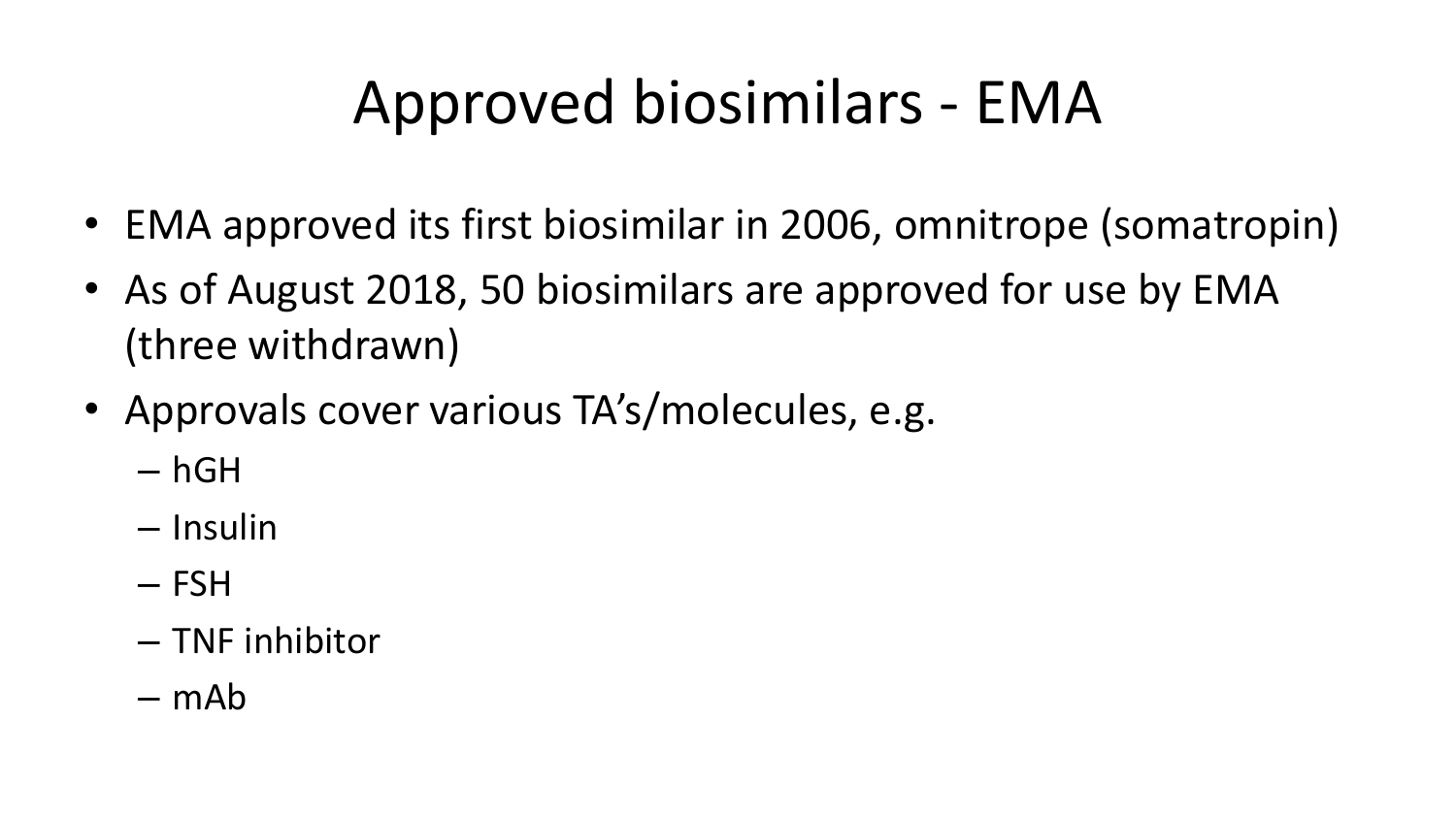# Approved biosimilars - EMA

- EMA approved its first biosimilar in 2006, omnitrope (somatropin)
- As of August 2018, 50 biosimilars are approved for use by EMA (three withdrawn)
- Approvals cover various TA's/molecules, e.g.
  - hGH
  - Insulin
  - FSH
  - TNF inhibitor
  - mAb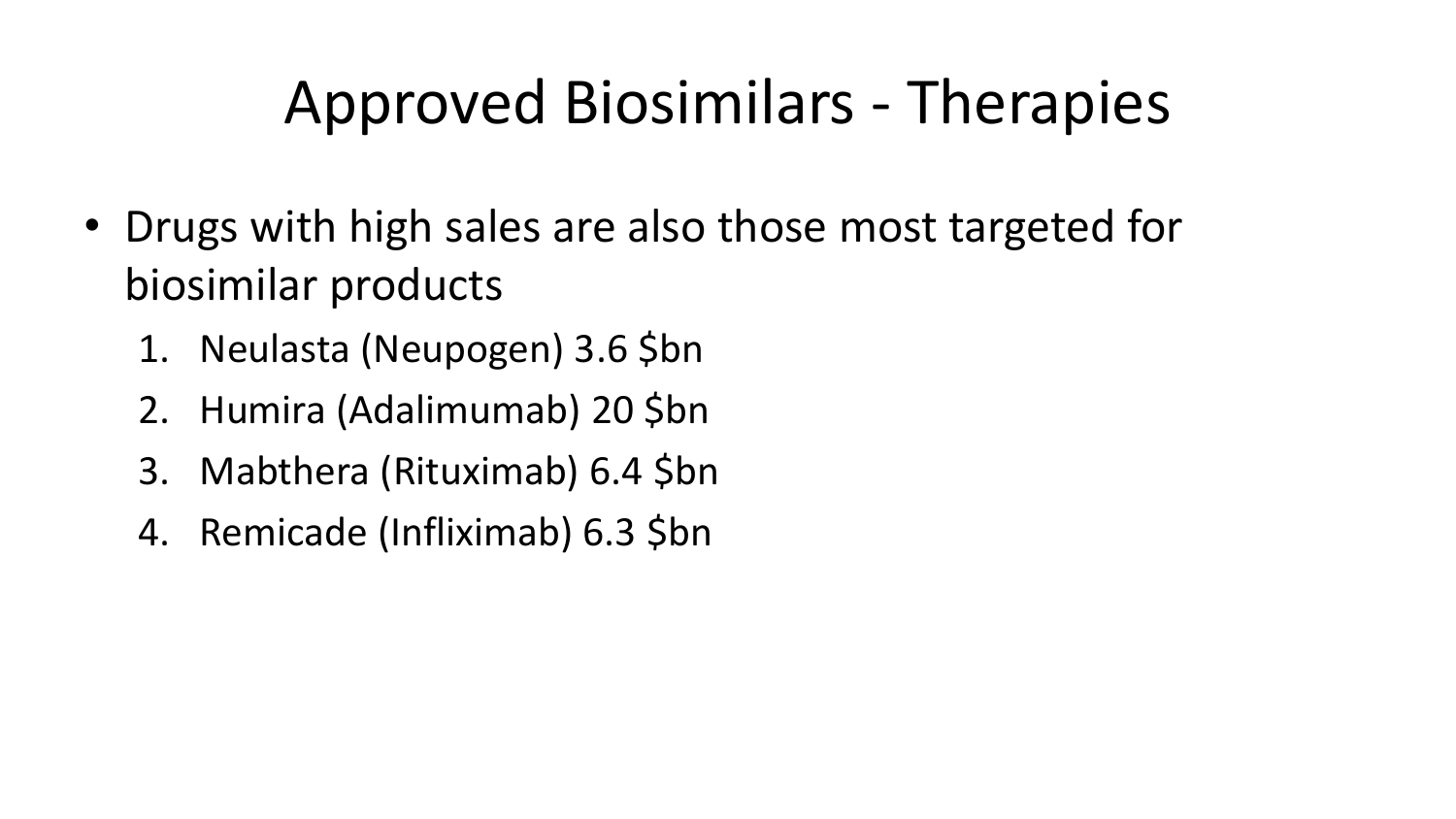# Approved Biosimilars - Therapies

- Drugs with high sales are also those most targeted for biosimilar products
  1. Neulasta (Neupogen) 3.6 $bn
  2. Humira (Adalimumab) 20 $bn
  3. Mabthera (Rituximab) 6.4 $bn
  4. Remicade (Infliximab) 6.3 $bn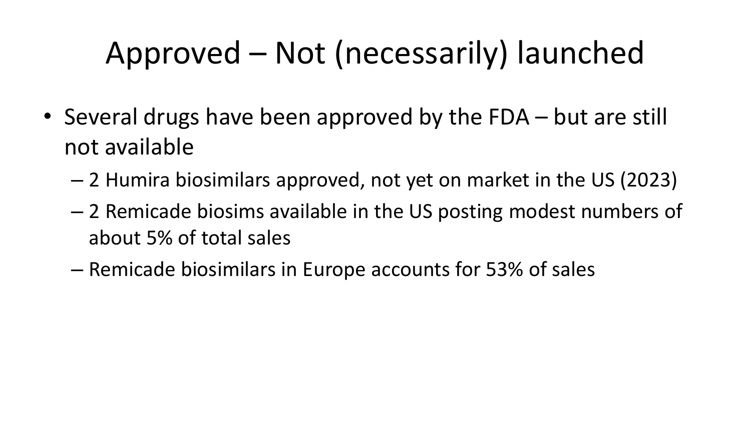# Approved – Not (necessarily) launched

- Several drugs have been approved by the FDA – but are still not available
  - 2 Humira biosimilars approved, not yet on market in the US (2023)
  - 2 Remicade biosims available in the US posting modest numbers of about 5% of total sales
  - Remicade biosimilars in Europe accounts for 53% of sales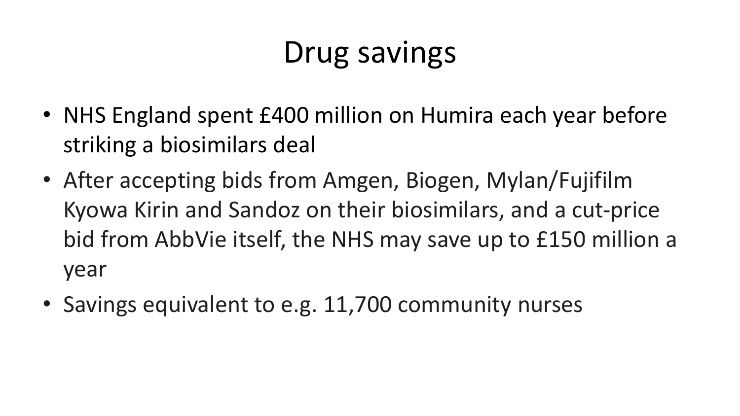# Drug savings

- NHS England spent £400 million on Humira each year before striking a biosimilars deal
- After accepting bids from Amgen, Biogen, Mylan/Fujifilm Kyowa Kirin and Sandoz on their biosimilars, and a cut-price bid from AbbVie itself, the NHS may save up to £150 million a year
- Savings equivalent to e.g. 11,700 community nurses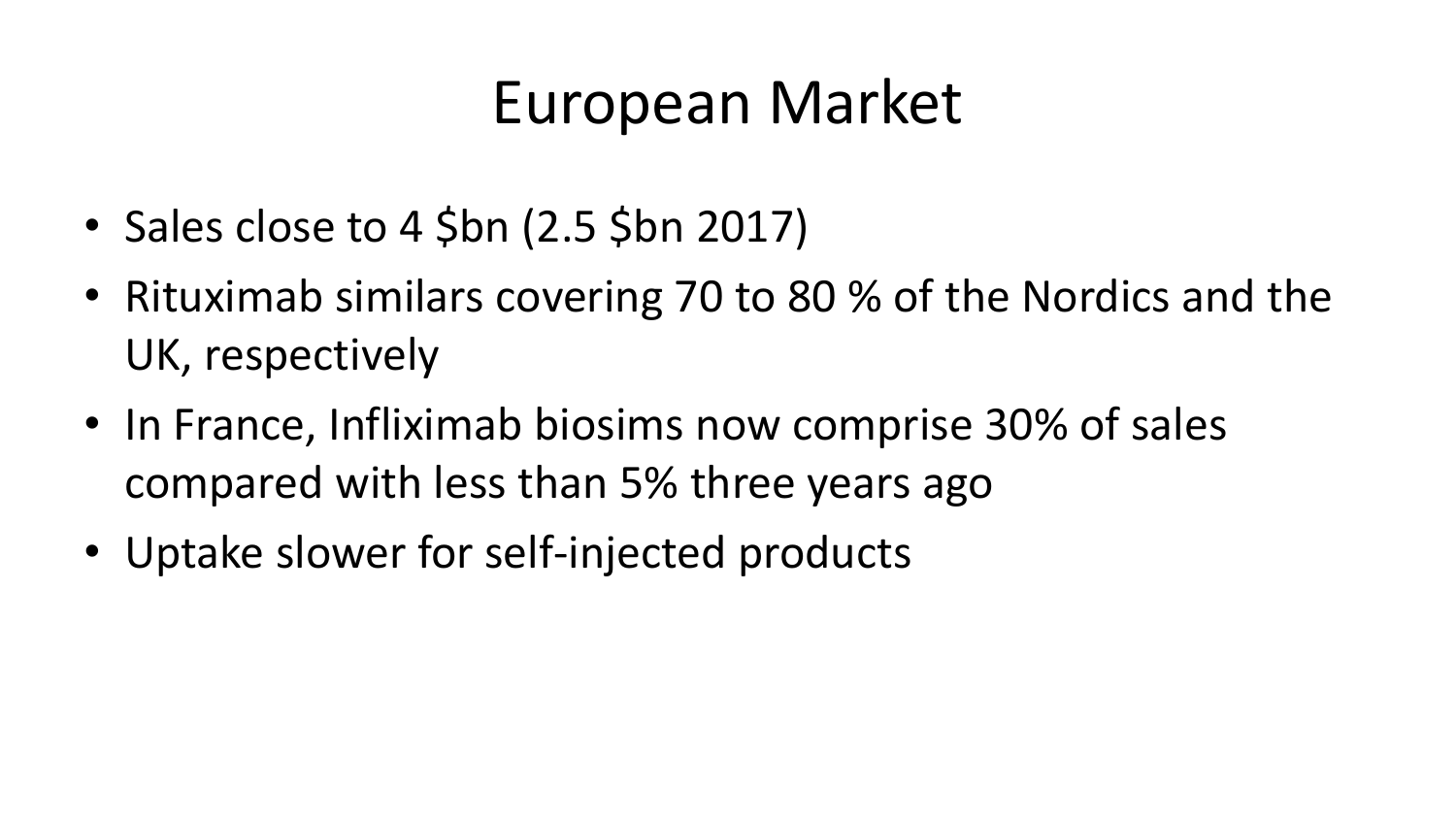# European Market

- Sales close to 4 $bn (2.5 $bn 2017)
- Rituximab similars covering 70 to 80 % of the Nordics and the UK, respectively
- In France, Infliximab biosims now comprise 30% of sales compared with less than 5% three years ago
- Uptake slower for self-injected products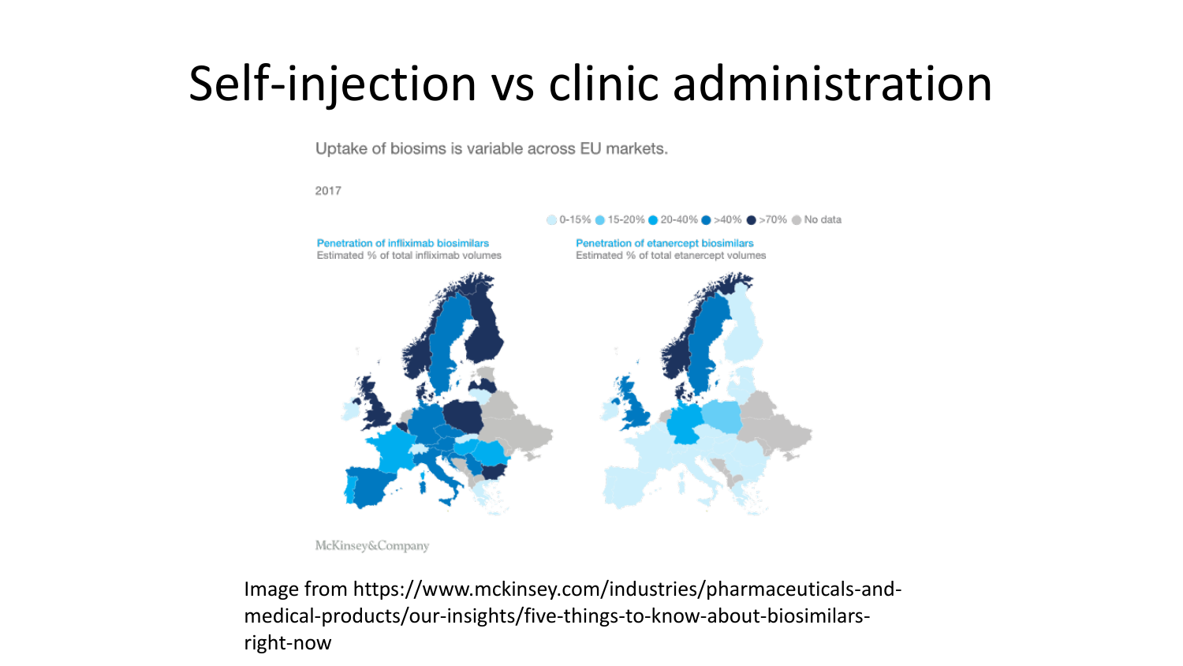# Self-injection vs clinic administration

Uptake of biosims is variable across EU markets.

2017

0-15% 15-20% 20-40% >40% >70% No data

Penetration of infliximab biosimilars
Estimated % of total infliximab volumes

Penetration of etanercept biosimilars
Estimated % of total etanercept volumes

McKinsey&Company

Image from https://www.mckinsey.com/industries/pharmaceuticals-and-medical-products/our-insights/five-things-to-know-about-biosimilars-right-now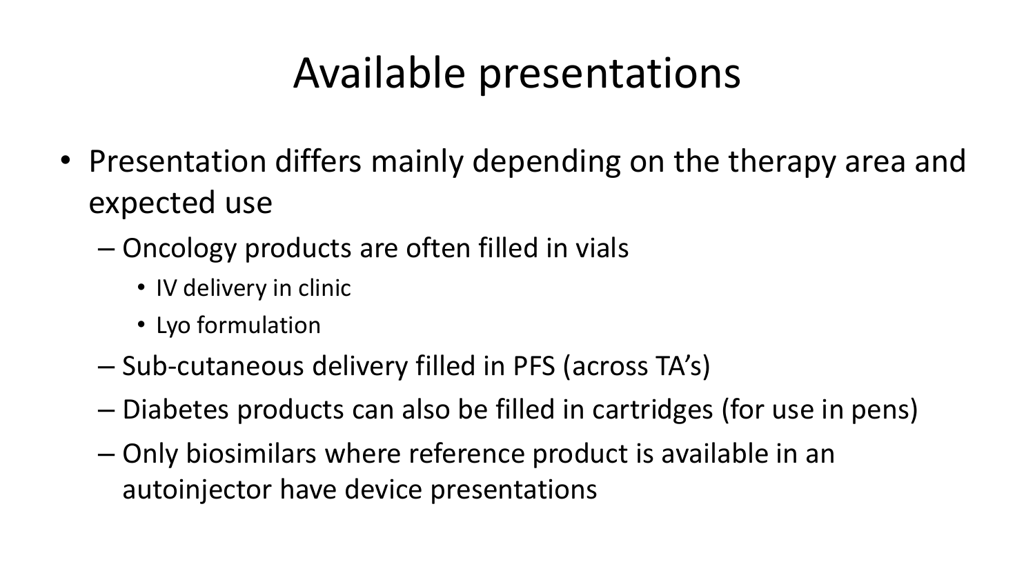# Available presentations

- Presentation differs mainly depending on the therapy area and expected use
  - Oncology products are often filled in vials
    - IV delivery in clinic
    - Lyo formulation
  - Sub-cutaneous delivery filled in PFS (across TA's)
  - Diabetes products can also be filled in cartridges (for use in pens)
  - Only biosimilars where reference product is available in an autoinjector have device presentations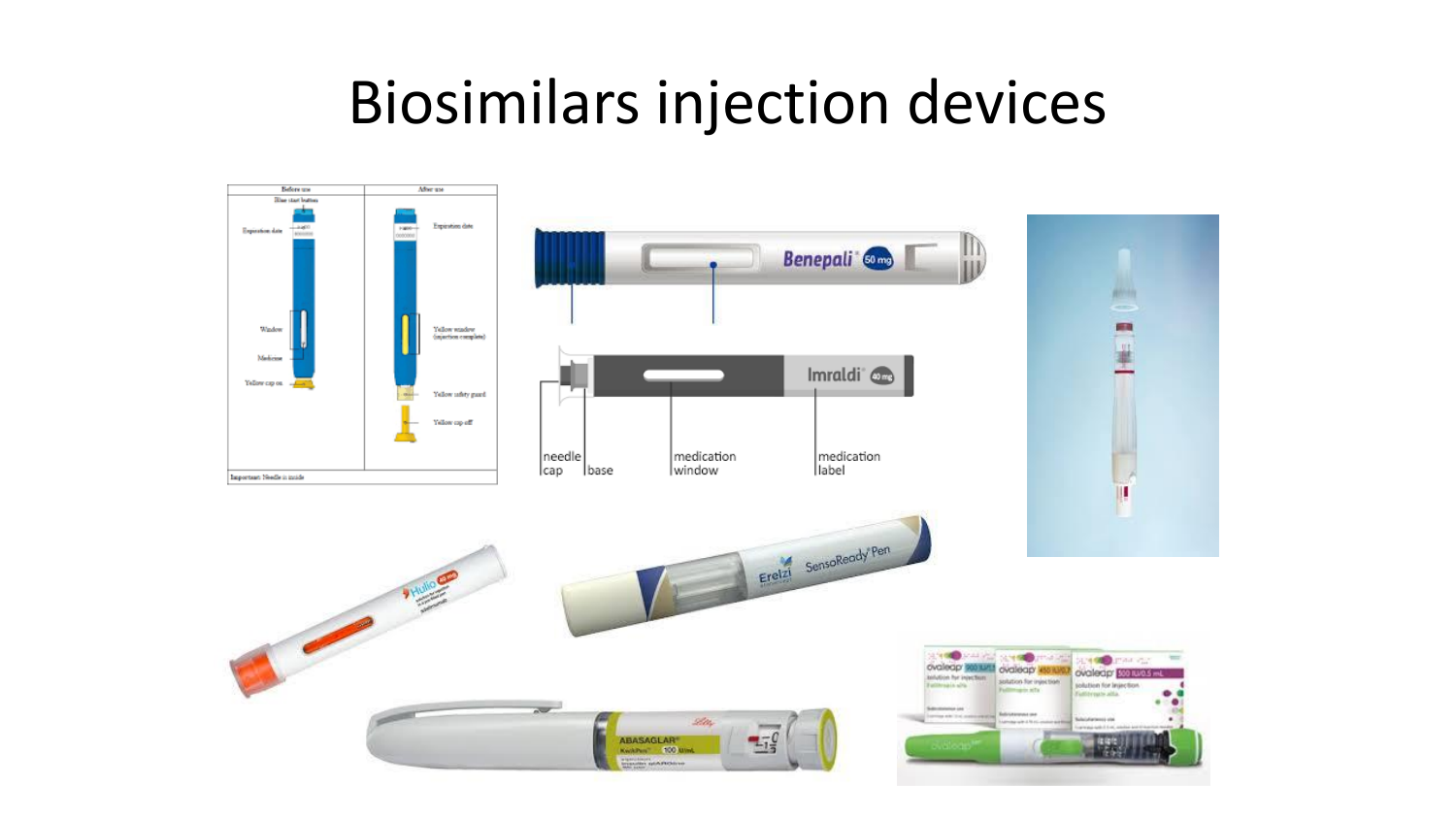# Biosimilars injection devices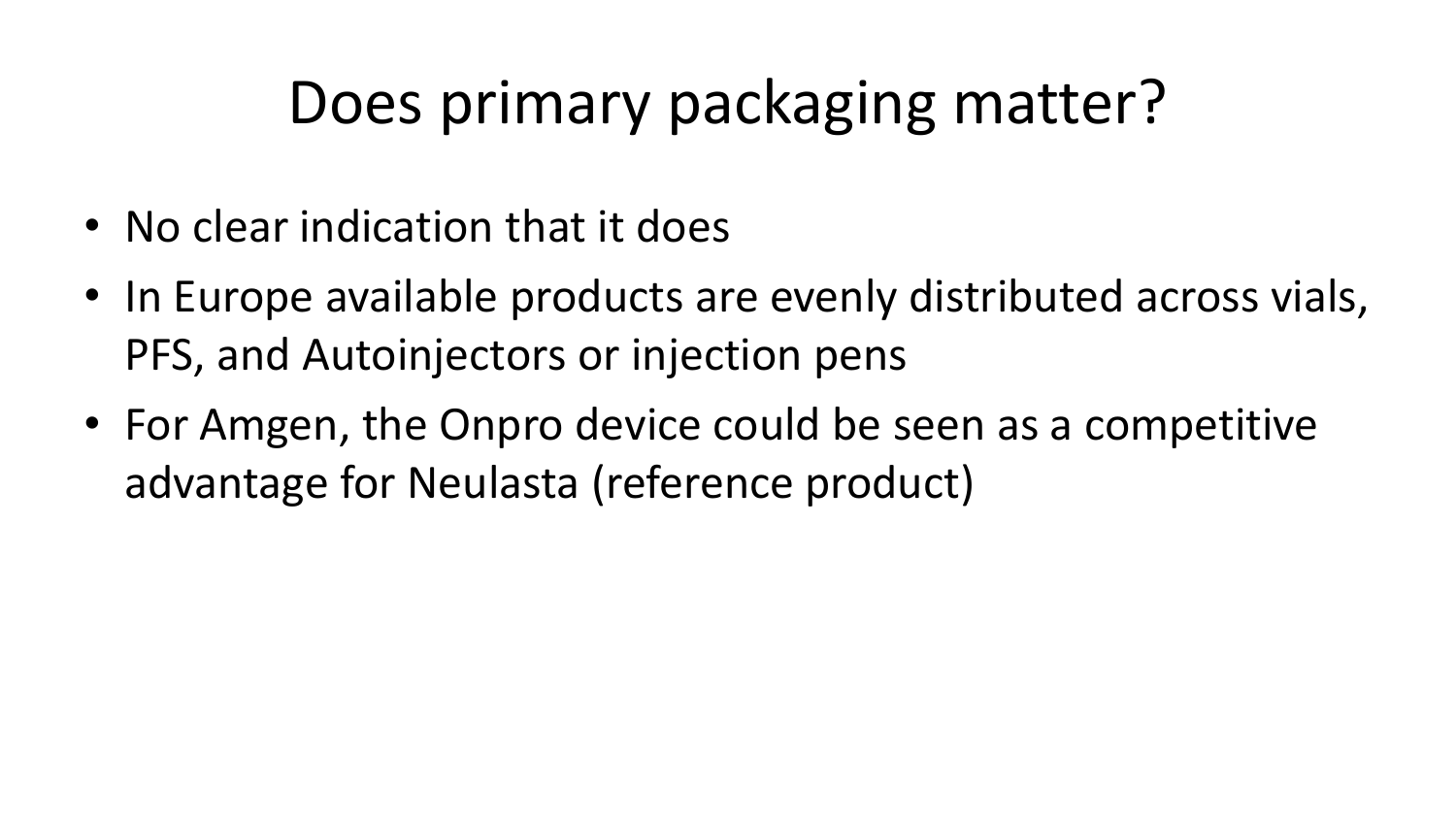# Does primary packaging matter?

- No clear indication that it does
- In Europe available products are evenly distributed across vials, PFS, and Autoinjectors or injection pens
- For Amgen, the Onpro device could be seen as a competitive advantage for Neulasta (reference product)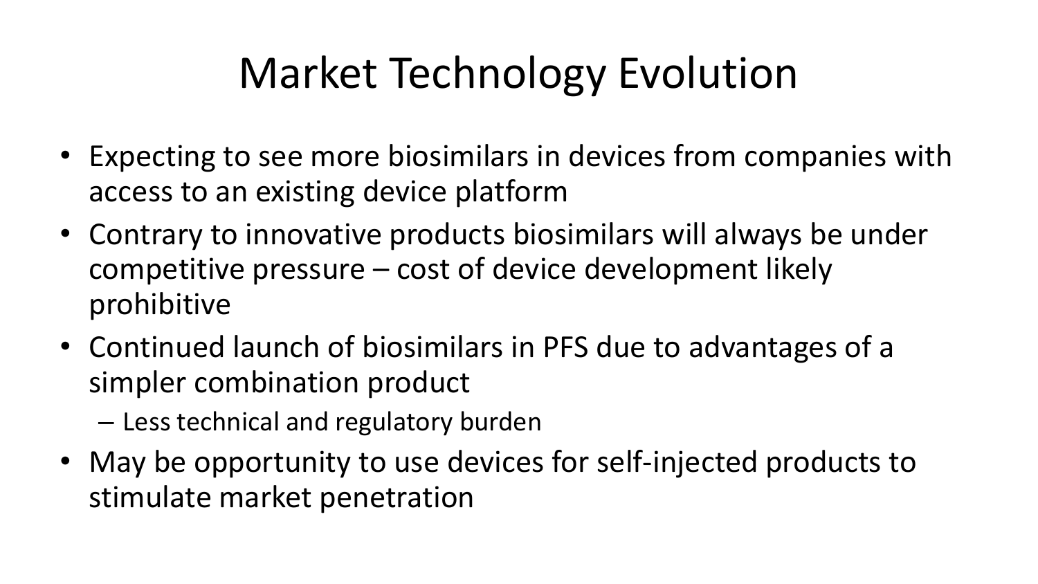# Market Technology Evolution

- Expecting to see more biosimilars in devices from companies with access to an existing device platform
- Contrary to innovative products biosimilars will always be under competitive pressure – cost of device development likely prohibitive
- Continued launch of biosimilars in PFS due to advantages of a simpler combination product
  - Less technical and regulatory burden
- May be opportunity to use devices for self-injected products to stimulate market penetration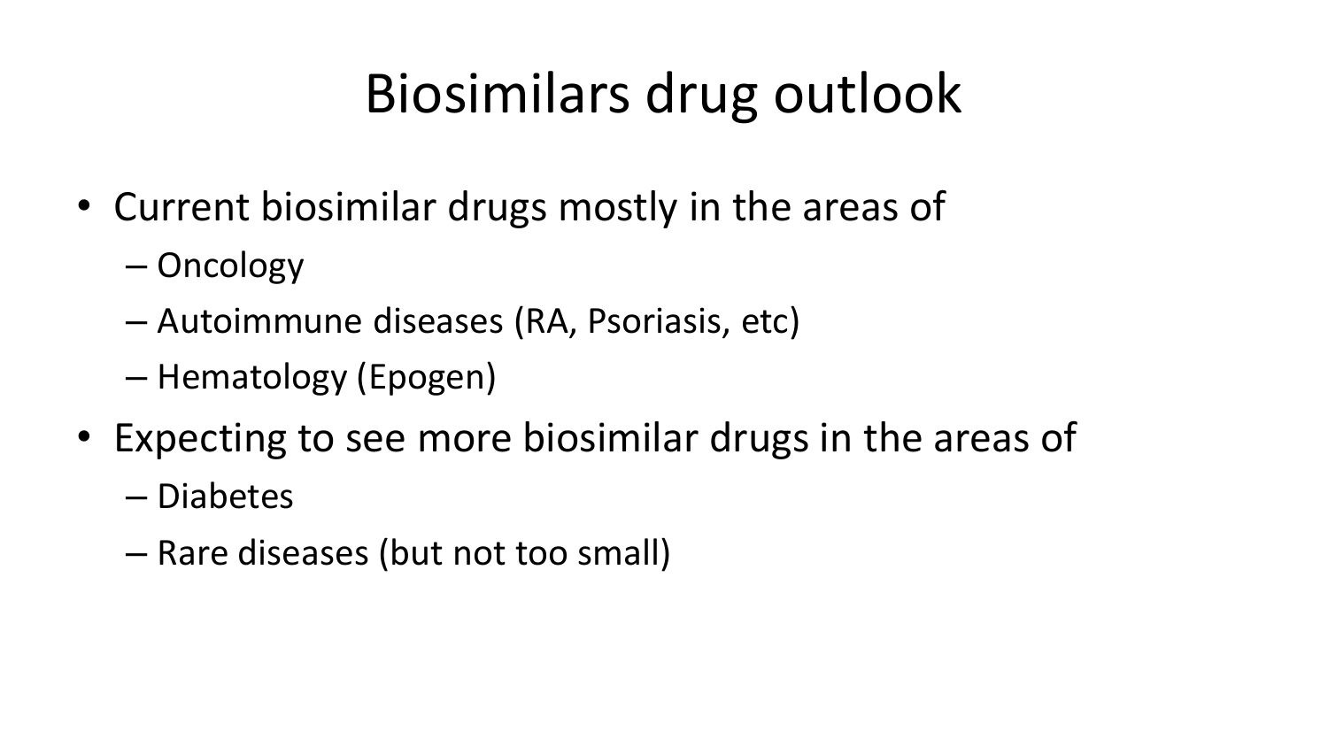# Biosimilars drug outlook

- Current biosimilar drugs mostly in the areas of
  - Oncology
  - Autoimmune diseases (RA, Psoriasis, etc)
  - Hematology (Epogen)
- Expecting to see more biosimilar drugs in the areas of
  - Diabetes
  - Rare diseases (but not too small)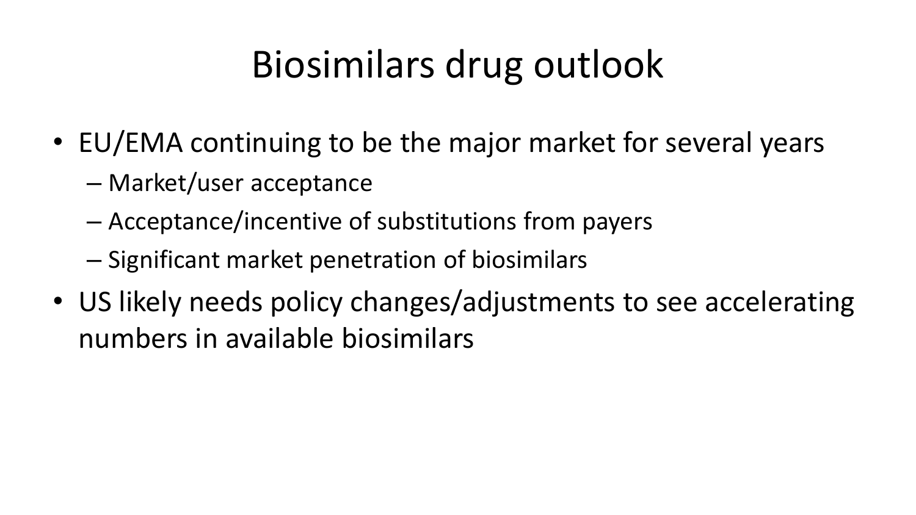# Biosimilars drug outlook

- EU/EMA continuing to be the major market for several years
  - Market/user acceptance
  - Acceptance/incentive of substitutions from payers
  - Significant market penetration of biosimilars
- US likely needs policy changes/adjustments to see accelerating numbers in available biosimilars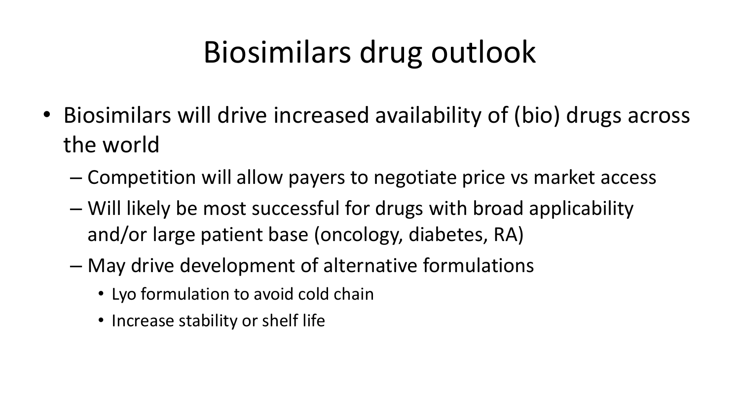# Biosimilars drug outlook

- Biosimilars will drive increased availability of (bio) drugs across the world
  - Competition will allow payers to negotiate price vs market access
  - Will likely be most successful for drugs with broad applicability and/or large patient base (oncology, diabetes, RA)
  - May drive development of alternative formulations
    - Lyo formulation to avoid cold chain
    - Increase stability or shelf life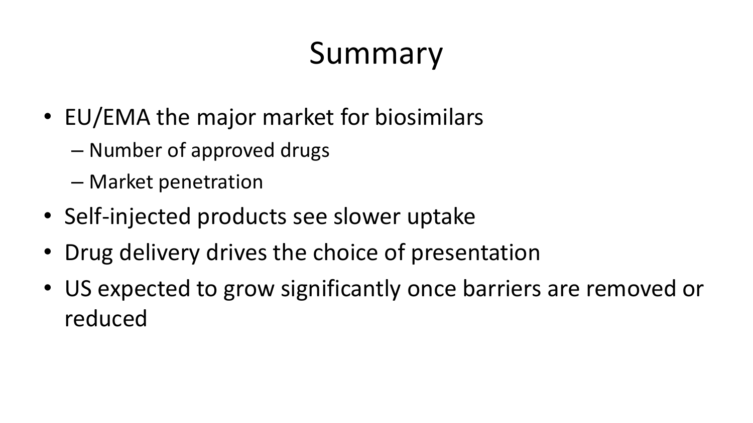# Summary

- EU/EMA the major market for biosimilars
  - Number of approved drugs
  - Market penetration
- Self-injected products see slower uptake
- Drug delivery drives the choice of presentation
- US expected to grow significantly once barriers are removed or reduced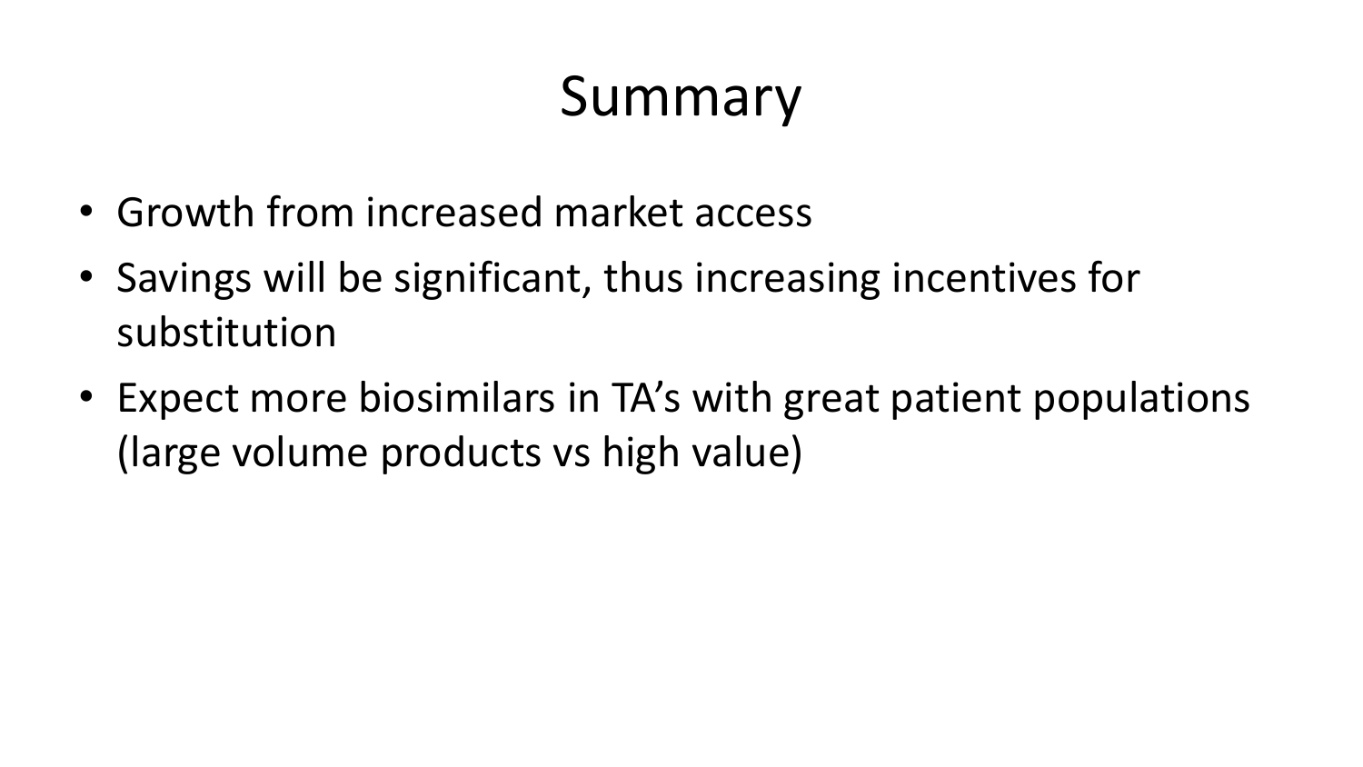# Summary

- Growth from increased market access
- Savings will be significant, thus increasing incentives for substitution
- Expect more biosimilars in TA's with great patient populations (large volume products vs high value)